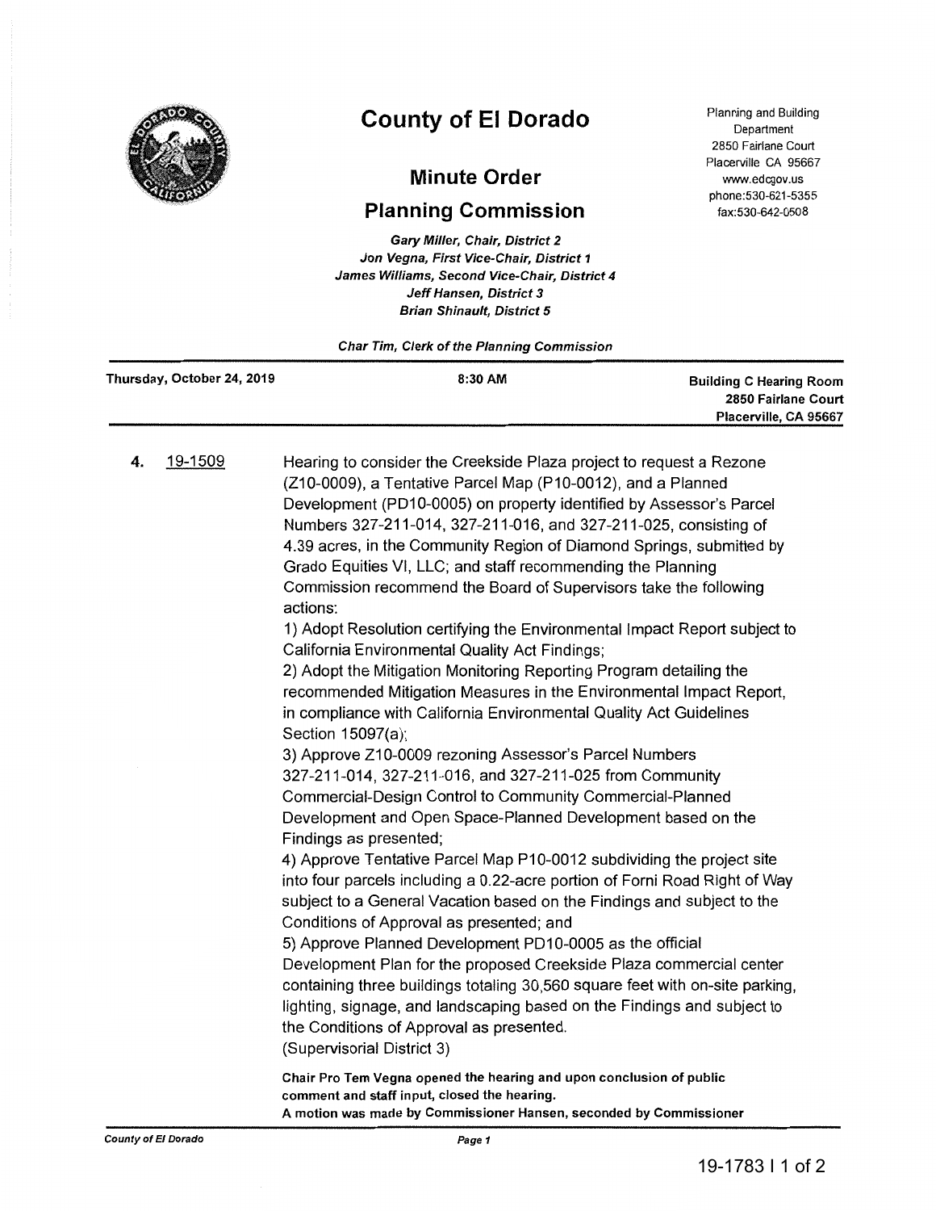# County of El Dorado

## Minute Order

## Planning Commission

Planning and Building Department
2850 Fairlane Court
Placerville CA 95667
www.edcgov.us
phone:530-621-5355
fax:530-642-0508

*Gary Miller, Chair, District 2*
*Jon Vegna, First Vice-Chair, District 1*
*James Williams, Second Vice-Chair, District 4*
*Jeff Hansen, District 3*
*Brian Shinault, District 5*

*Char Tim, Clerk of the Planning Commission*

| Thursday, October 24, 2019 | 8:30 AM | Building C Hearing Room 2850 Fairlane Court Placerville, CA 95667 |
|---|---|---|

**4.** 19-1509

Hearing to consider the Creekside Plaza project to request a Rezone (Z10-0009), a Tentative Parcel Map (P10-0012), and a Planned Development (PD10-0005) on property identified by Assessor's Parcel Numbers 327-211-014, 327-211-016, and 327-211-025, consisting of 4.39 acres, in the Community Region of Diamond Springs, submitted by Grado Equities VI, LLC; and staff recommending the Planning Commission recommend the Board of Supervisors take the following actions:

1) Adopt Resolution certifying the Environmental Impact Report subject to California Environmental Quality Act Findings;

2) Adopt the Mitigation Monitoring Reporting Program detailing the recommended Mitigation Measures in the Environmental Impact Report, in compliance with California Environmental Quality Act Guidelines Section 15097(a);

3) Approve Z10-0009 rezoning Assessor's Parcel Numbers 327-211-014, 327-211-016, and 327-211-025 from Community Commercial-Design Control to Community Commercial-Planned Development and Open Space-Planned Development based on the Findings as presented;

4) Approve Tentative Parcel Map P10-0012 subdividing the project site into four parcels including a 0.22-acre portion of Forni Road Right of Way subject to a General Vacation based on the Findings and subject to the Conditions of Approval as presented; and

5) Approve Planned Development PD10-0005 as the official Development Plan for the proposed Creekside Plaza commercial center containing three buildings totaling 30,560 square feet with on-site parking, lighting, signage, and landscaping based on the Findings and subject to the Conditions of Approval as presented.

(Supervisorial District 3)

**Chair Pro Tem Vegna opened the hearing and upon conclusion of public comment and staff input, closed the hearing.**

**A motion was made by Commissioner Hansen, seconded by Commissioner**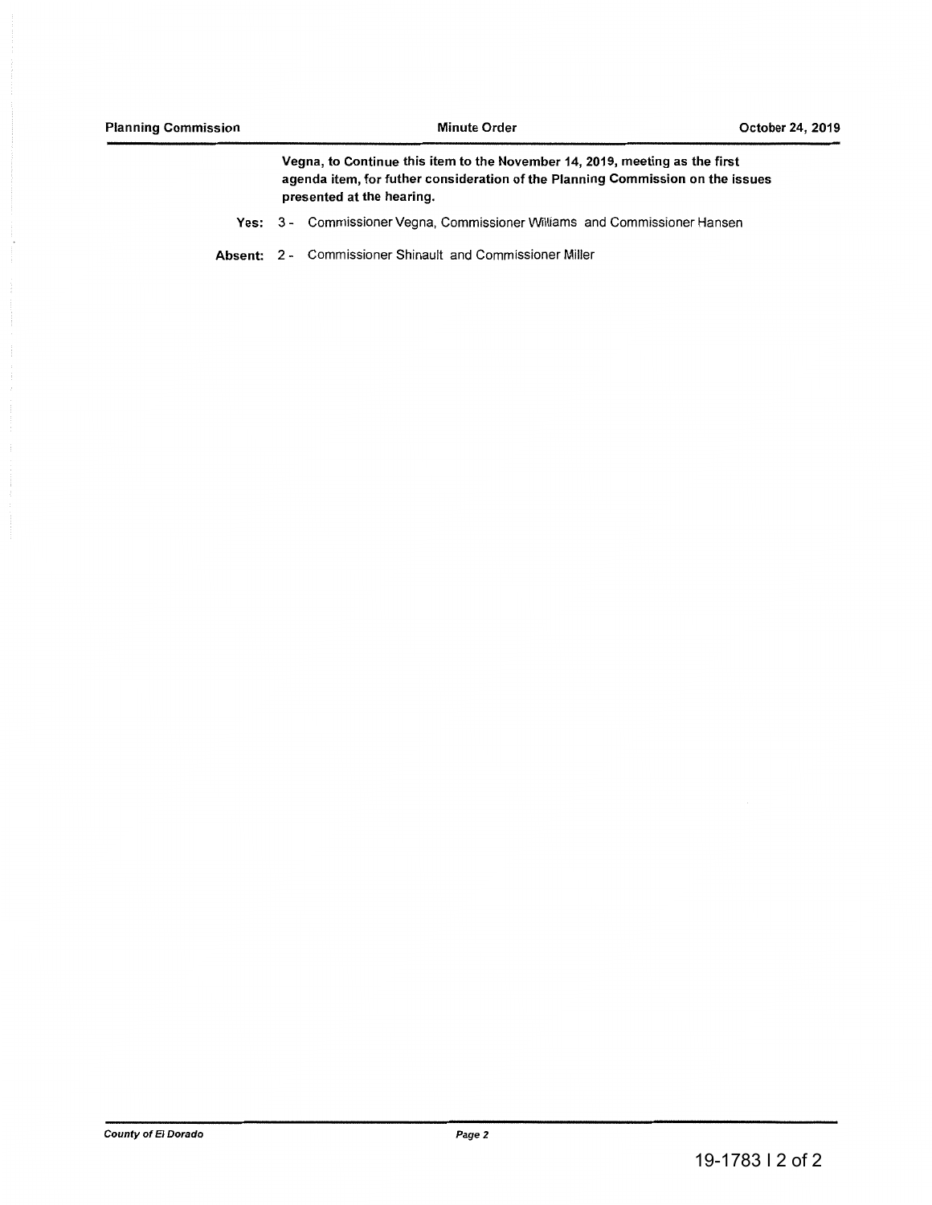**Vegna, to Continue this item to the November 14, 2019, meeting as the first agenda item, for futher consideration of the Planning Commission on the issues presented at the hearing.**

**Yes:** 3 - Commissioner Vegna, Commissioner Williams and Commissioner Hansen

**Absent:** 2 - Commissioner Shinault and Commissioner Miller